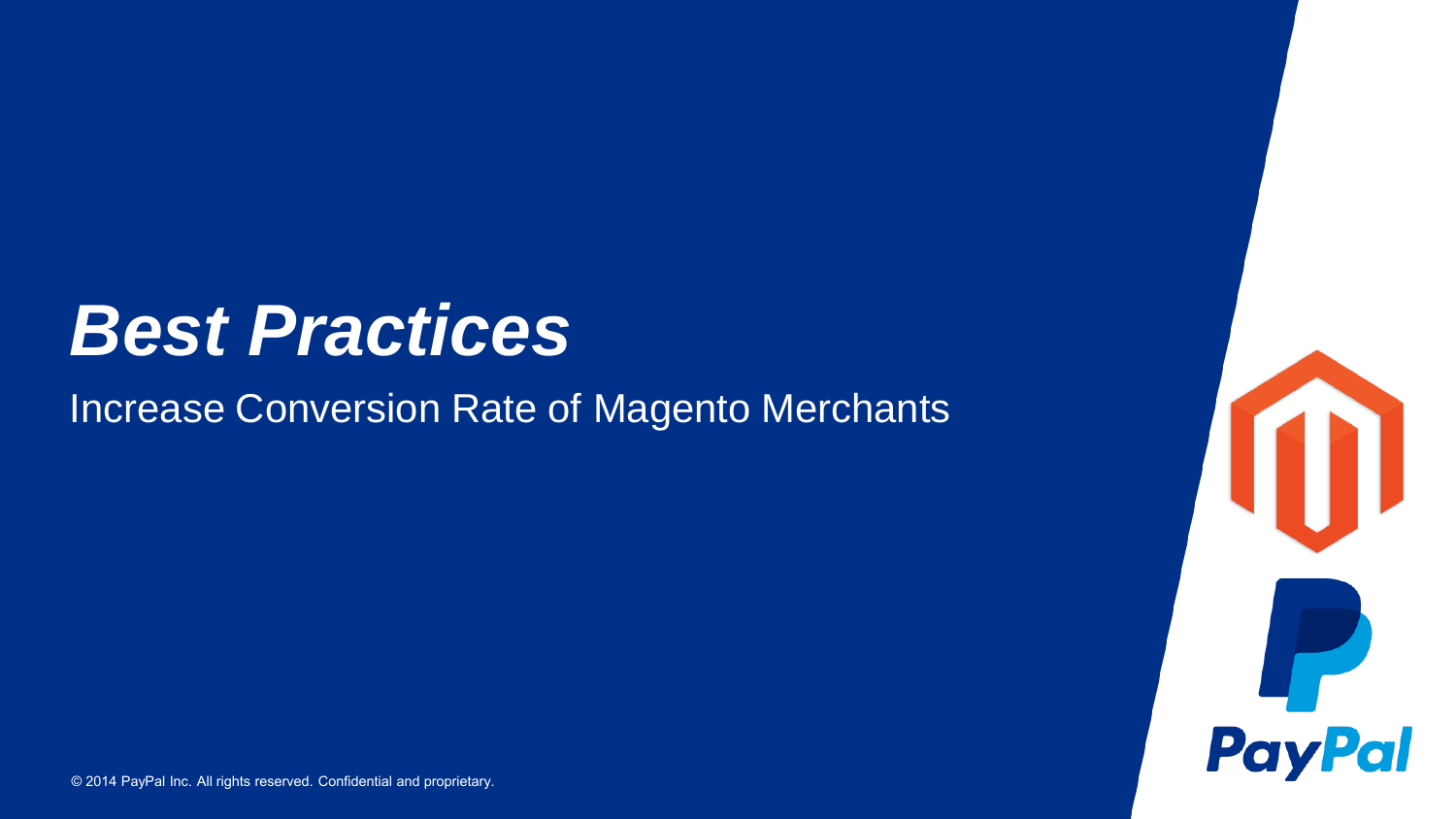# *Best Practices*

Increase Conversion Rate of Magento Merchants

© 2014 PayPal Inc. All rights reserved. Confidential and proprietary.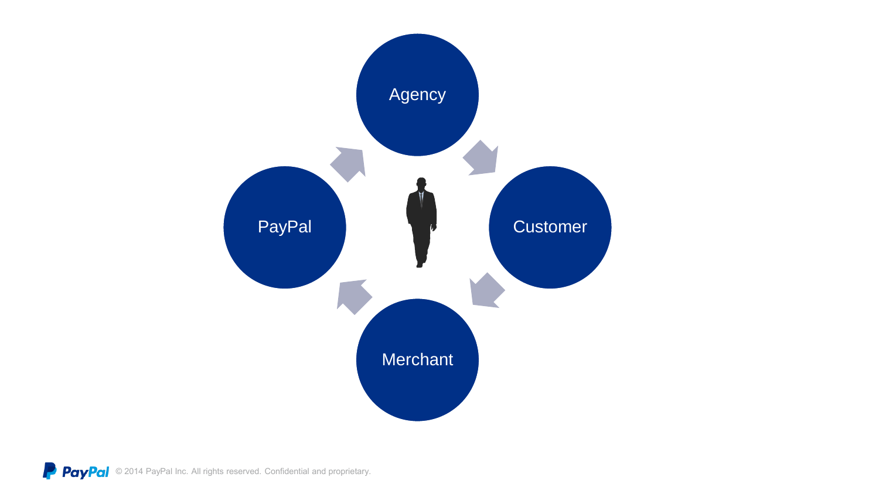Agency

Customer

Merchant

PayPal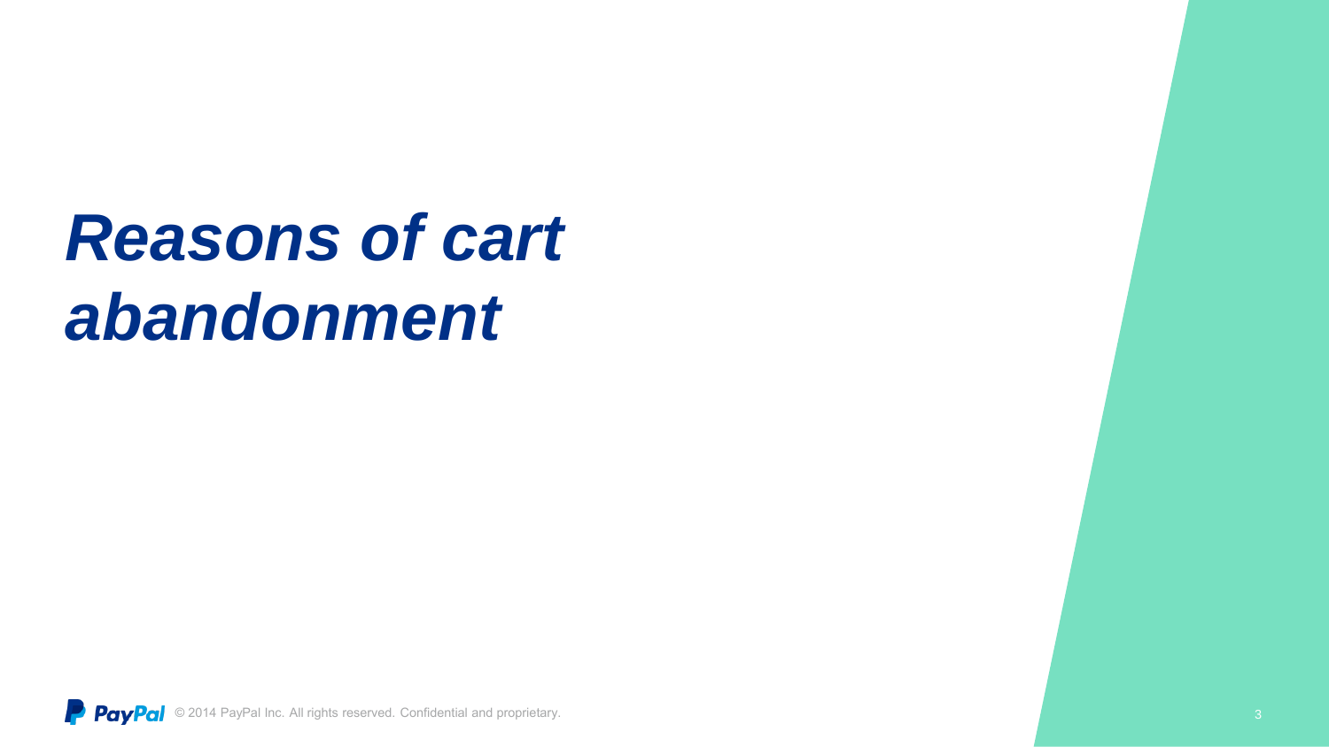# *Reasons of cart abandonment*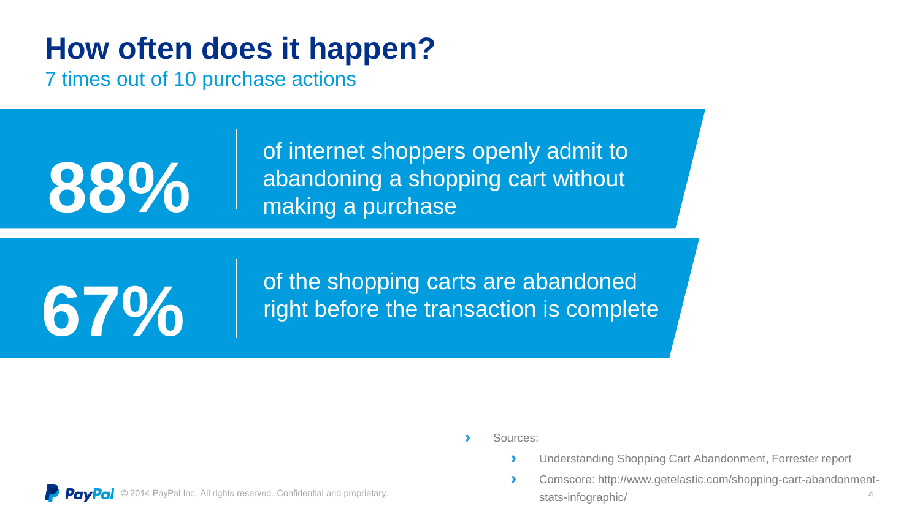# How often does it happen?

7 times out of 10 purchase actions

**88%** of internet shoppers openly admit to abandoning a shopping cart without making a purchase

**67%** of the shopping carts are abandoned right before the transaction is complete

- Sources:
  - Understanding Shopping Cart Abandonment, Forrester report
  - Comscore: http://www.getelastic.com/shopping-cart-abandonment-stats-infographic/

© 2014 PayPal Inc. All rights reserved. Confidential and proprietary.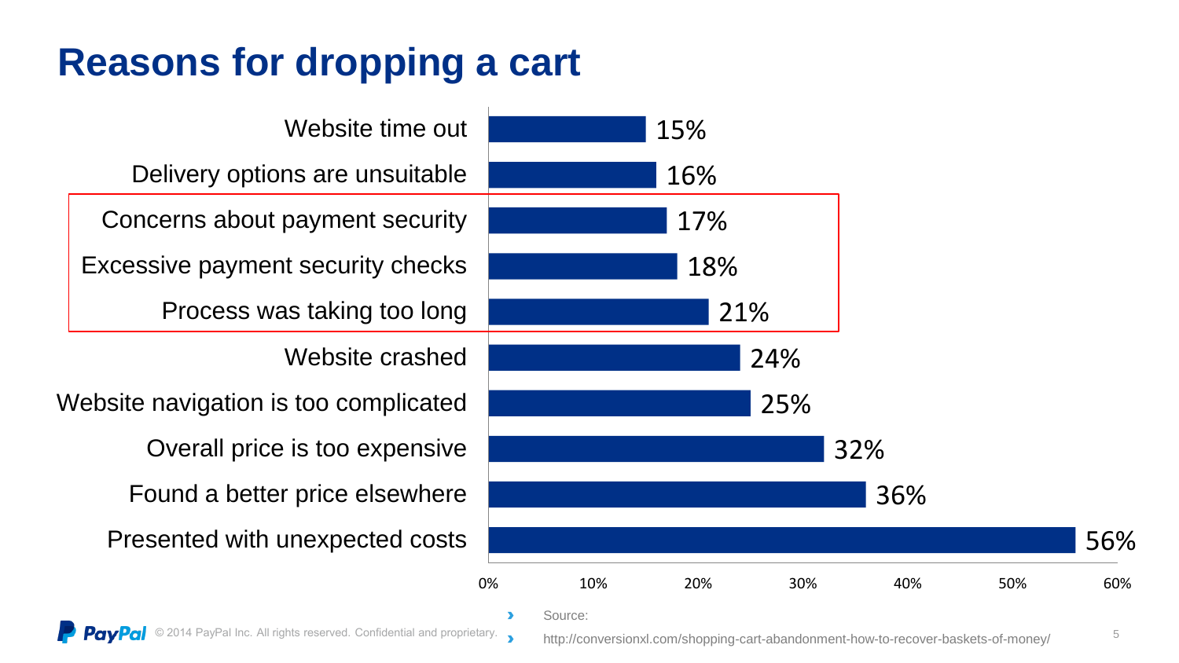# Reasons for dropping a cart

| Reason | Percentage |
|---|---|
| Website time out | 15% |
| Delivery options are unsuitable | 16% |
| Concerns about payment security | 17% |
| Excessive payment security checks | 18% |
| Process was taking too long | 21% |
| Website crashed | 24% |
| Website navigation is too complicated | 25% |
| Overall price is too expensive | 32% |
| Found a better price elsewhere | 36% |
| Presented with unexpected costs | 56% |

- Source:
- http://conversionxl.com/shopping-cart-abandonment-how-to-recover-baskets-of-money/

© 2014 PayPal Inc. All rights reserved. Confidential and proprietary.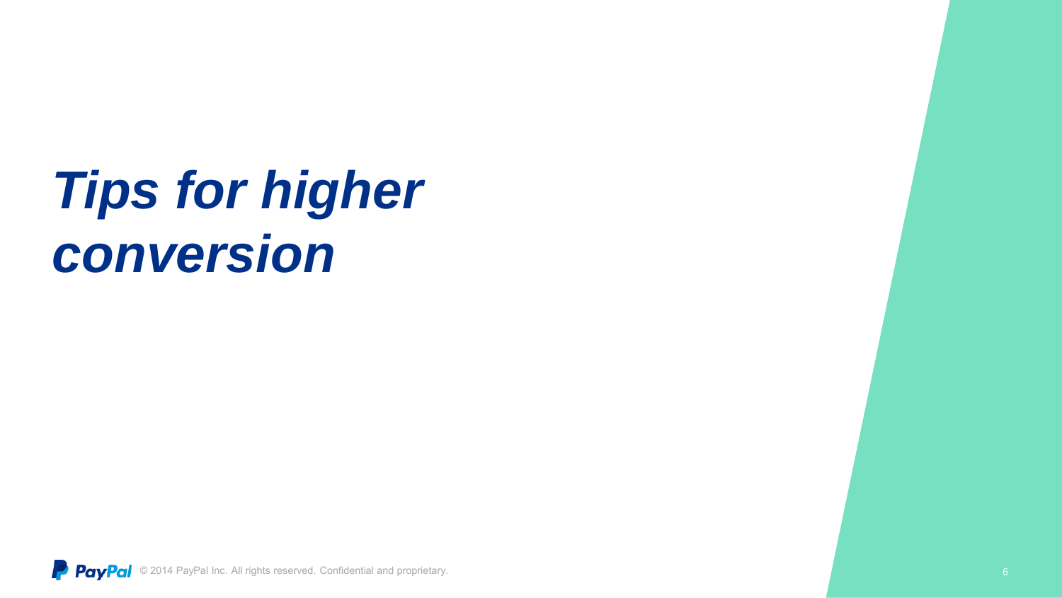# *Tips for higher conversion*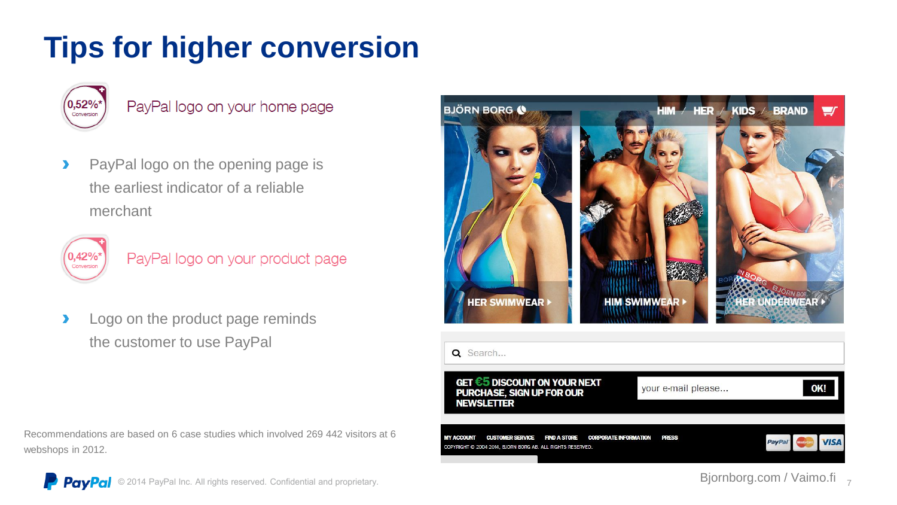# Tips for higher conversion

0,52%* Conversion

PayPal logo on your home page

- PayPal logo on the opening page is the earliest indicator of a reliable merchant

0,42%* Conversion

PayPal logo on your product page

- Logo on the product page reminds the customer to use PayPal

Recommendations are based on 6 case studies which involved 269 442 visitors at 6 webshops in 2012.

Bjornborg.com / Vaimo.fi

© 2014 PayPal Inc. All rights reserved. Confidential and proprietary.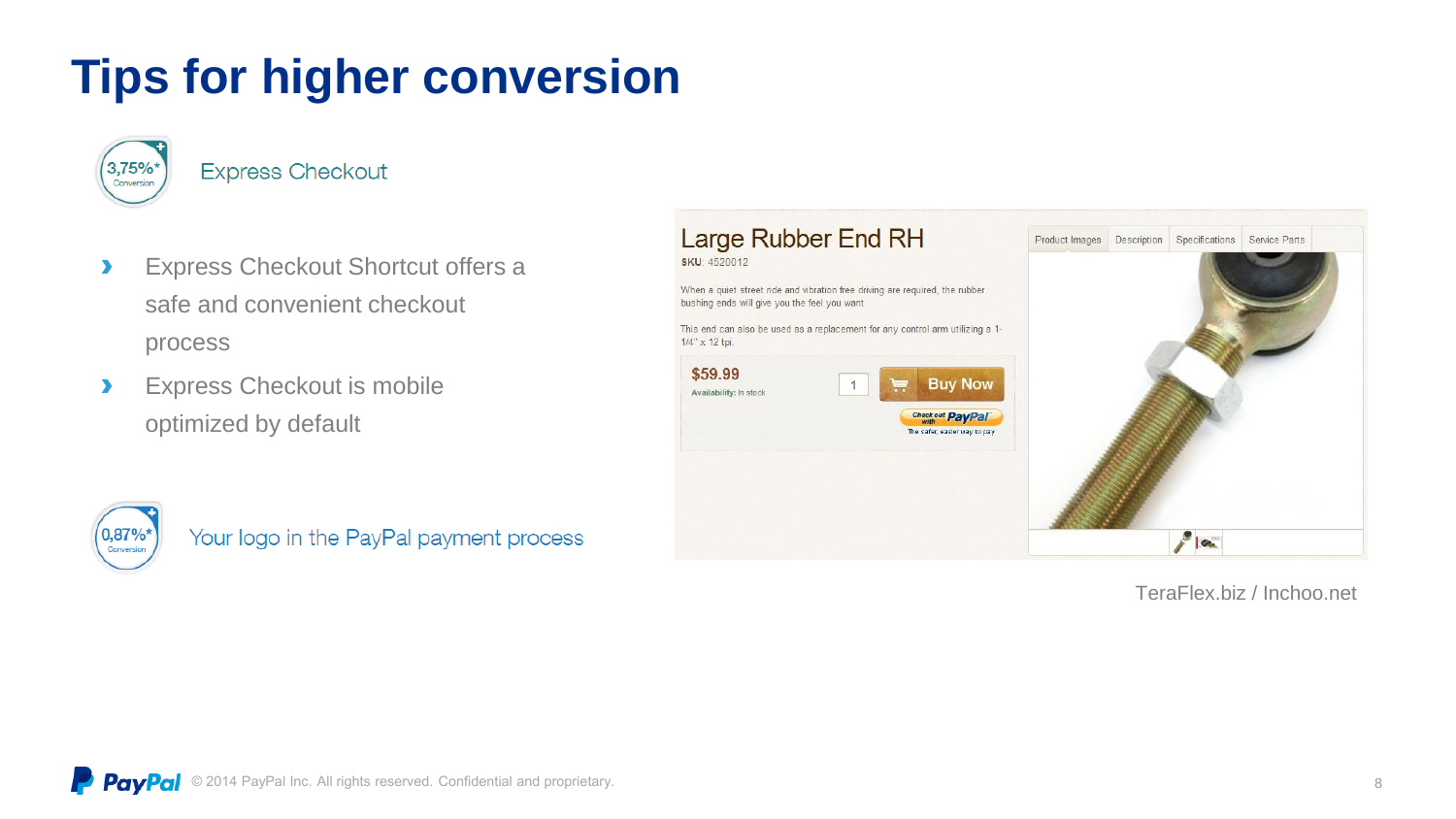# Tips for higher conversion

3,75%* Conversion

Express Checkout

- Express Checkout Shortcut offers a safe and convenient checkout process
- Express Checkout is mobile optimized by default

0,87%* Conversion

Your logo in the PayPal payment process

TeraFlex.biz / Inchoo.net

© 2014 PayPal Inc. All rights reserved. Confidential and proprietary.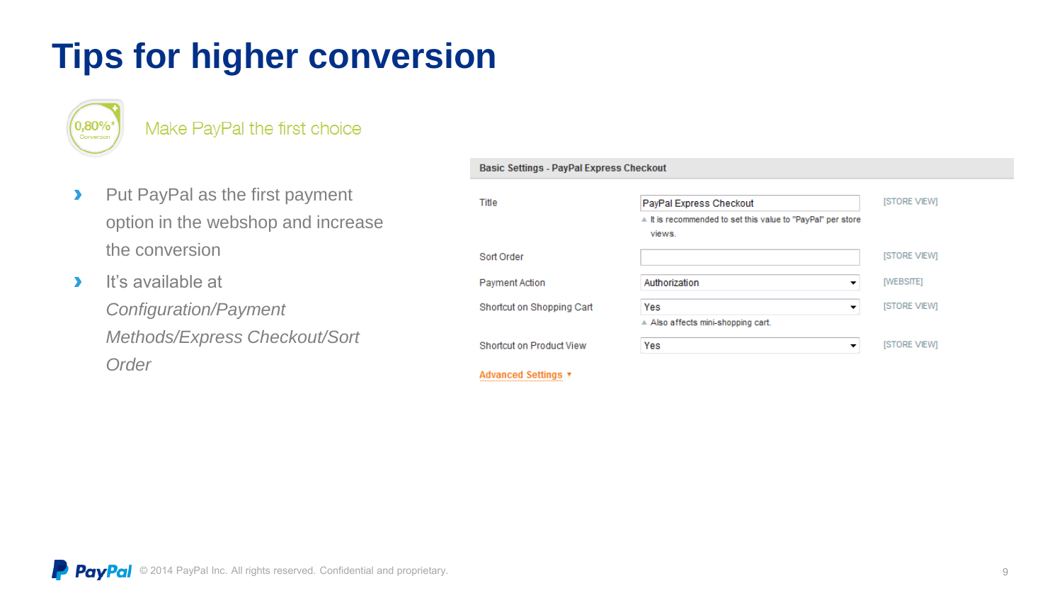# Tips for higher conversion

0,80%* Conversion

Make PayPal the first choice

- Put PayPal as the first payment option in the webshop and increase the conversion
- It's available at *Configuration/Payment Methods/Express Checkout/Sort Order*

**Basic Settings - PayPal Express Checkout**

| | | |
|---|---|---|
| Title | PayPal Express Checkout<br>▲ It is recommended to set this value to "PayPal" per store views. | [STORE VIEW] |
| Sort Order | | [STORE VIEW] |
| Payment Action | Authorization | [WEBSITE] |
| Shortcut on Shopping Cart | Yes<br>▲ Also affects mini-shopping cart. | [STORE VIEW] |
| Shortcut on Product View | Yes | [STORE VIEW] |

Advanced Settings ▾

© 2014 PayPal Inc. All rights reserved. Confidential and proprietary.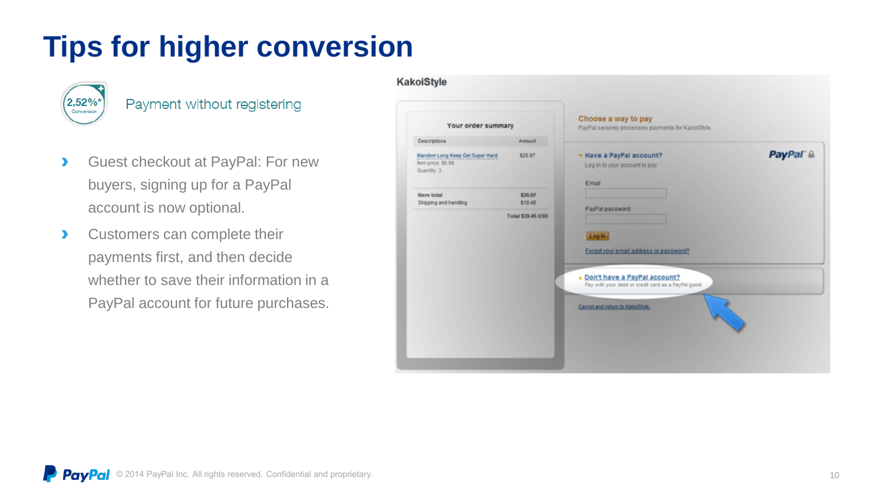# Tips for higher conversion

2,52%*
Conversion

Payment without registering

- Guest checkout at PayPal: For new buyers, signing up for a PayPal account is now optional.
- Customers can complete their payments first, and then decide whether to save their information in a PayPal account for future purchases.

KakoiStyle

Your order summary

| Descriptions | Amount |
| --- | --- |
| Mandom Long Keep Gel Super Hard<br>Item price: $6.99<br>Quantity: 3 | $20.97 |
| Item total | $20.97 |
| Shipping and handling | $18.48 |
| | Total $39.45 USD |

Choose a way to pay
PayPal securely processes payments for KakoiStyle.

Have a PayPal account?
Log in to your account to pay

PayPal

Email

PayPal password

Log In

Forgot your email address or password?

Don't have a PayPal account?
Pay with your debit or credit card as a PayPal guest

Cancel and return to KakoiStyle.

© 2014 PayPal Inc. All rights reserved. Confidential and proprietary.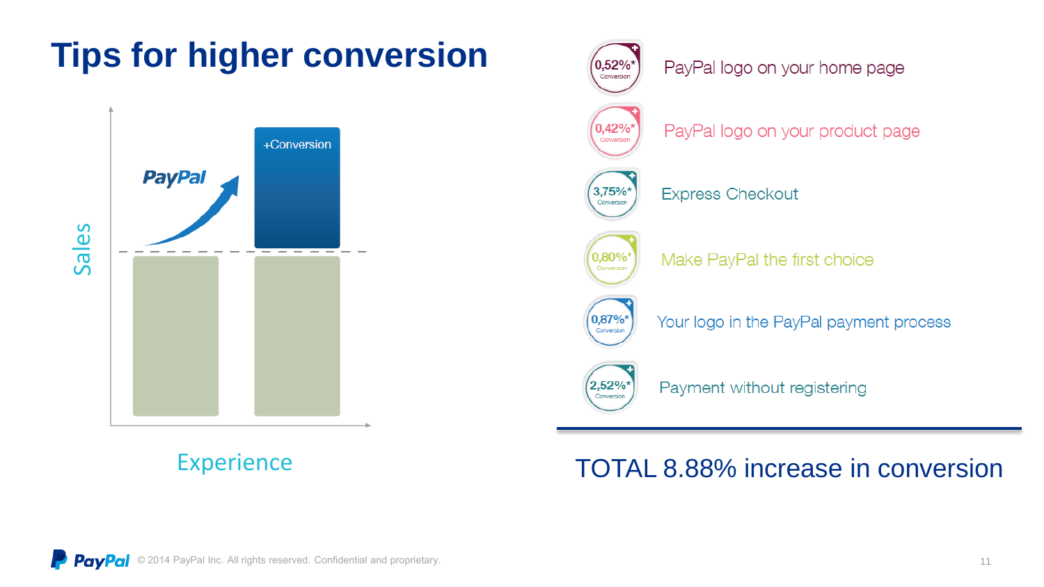# Tips for higher conversion

Sales

PayPal

+Conversion

Experience

0,52%* Conversion — PayPal logo on your home page

0,42%* Conversion — PayPal logo on your product page

3,75%* Conversion — Express Checkout

0,80%* Conversion — Make PayPal the first choice

0,87%* Conversion — Your logo in the PayPal payment process

2,52%* Conversion — Payment without registering

TOTAL 8.88% increase in conversion

PayPal © 2014 PayPal Inc. All rights reserved. Confidential and proprietary.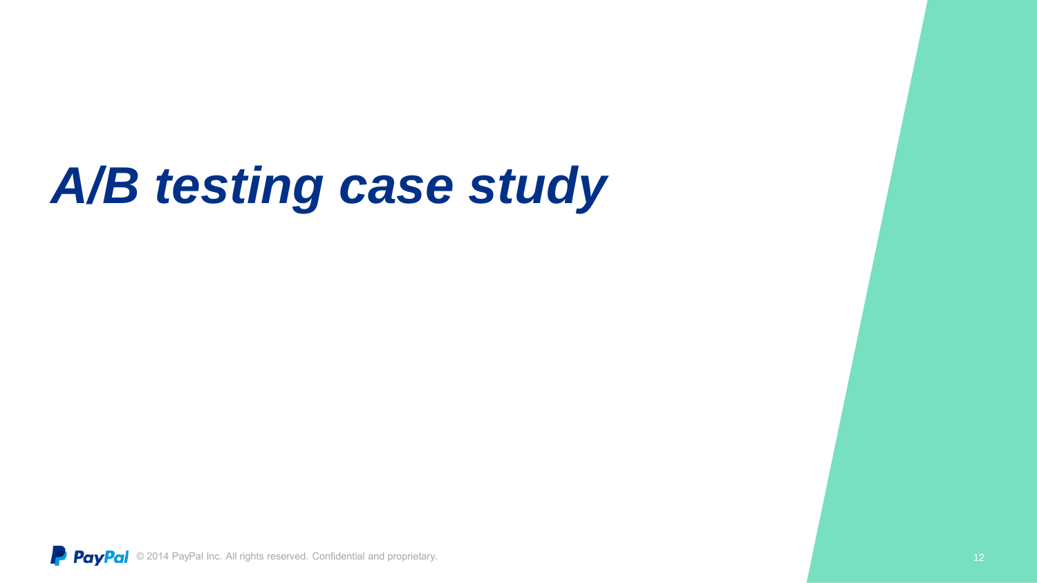# *A/B testing case study*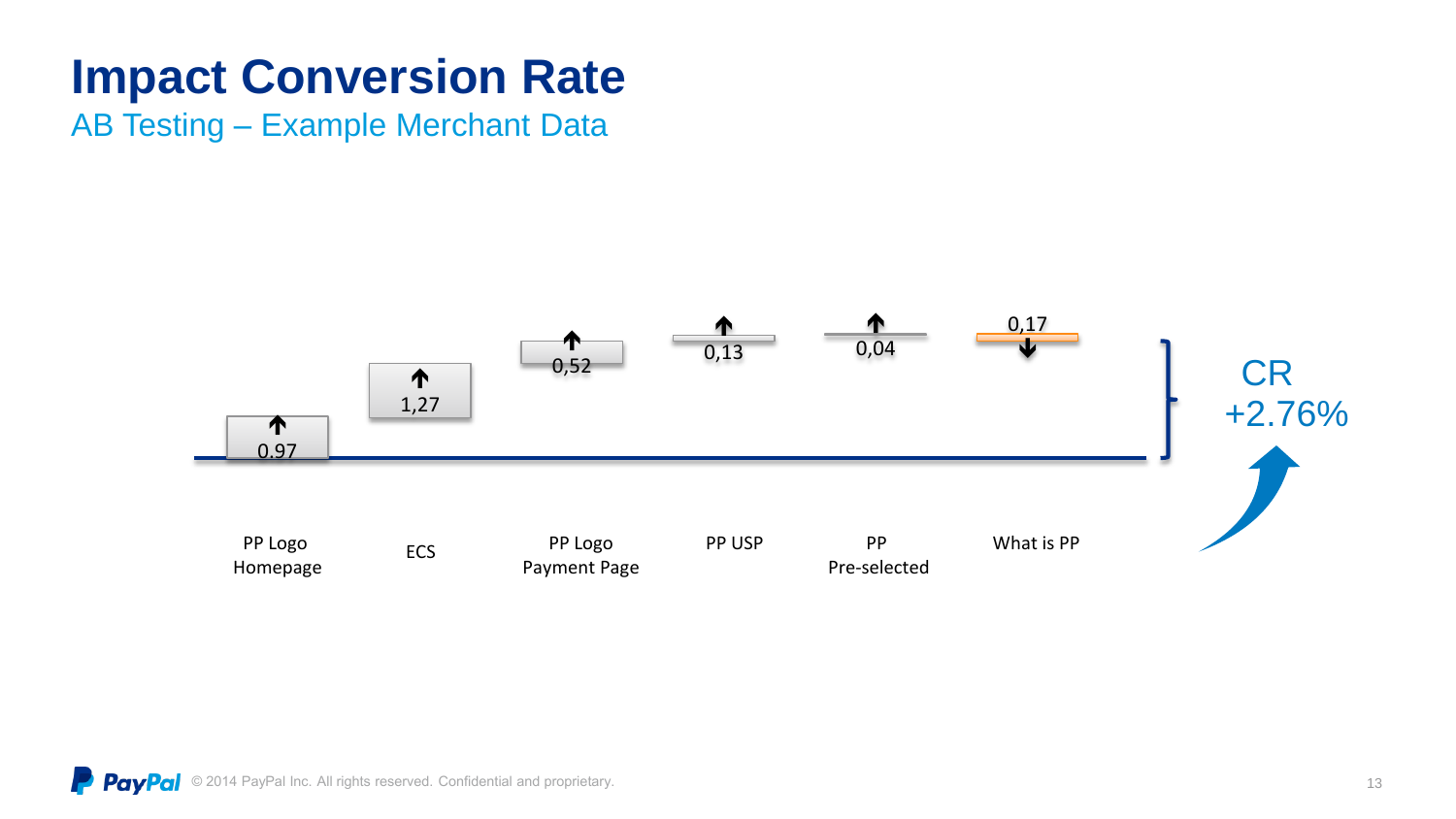# Impact Conversion Rate

## AB Testing – Example Merchant Data

0.97

1,27

0,52

0,13

0,04

0,17

PP Logo Homepage

ECS

PP Logo Payment Page

PP USP

PP Pre-selected

What is PP

CR +2.76%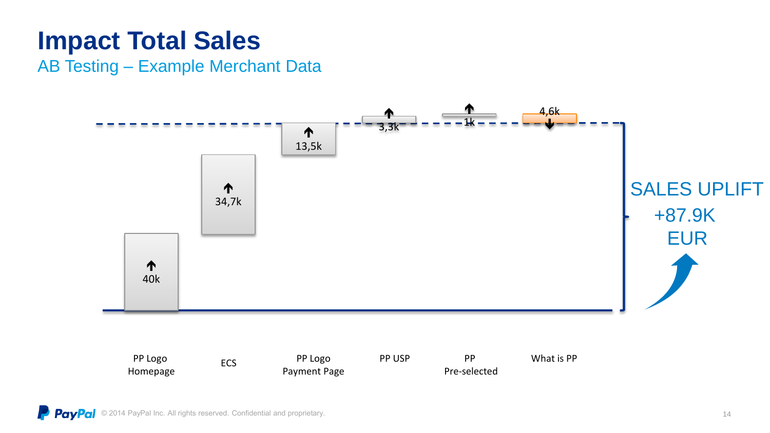# Impact Total Sales

## AB Testing – Example Merchant Data

40k

34,7k

13,5k

3,3k

1k

4,6k

PP Logo Homepage

ECS

PP Logo Payment Page

PP USP

PP Pre-selected

What is PP

SALES UPLIFT +87.9K EUR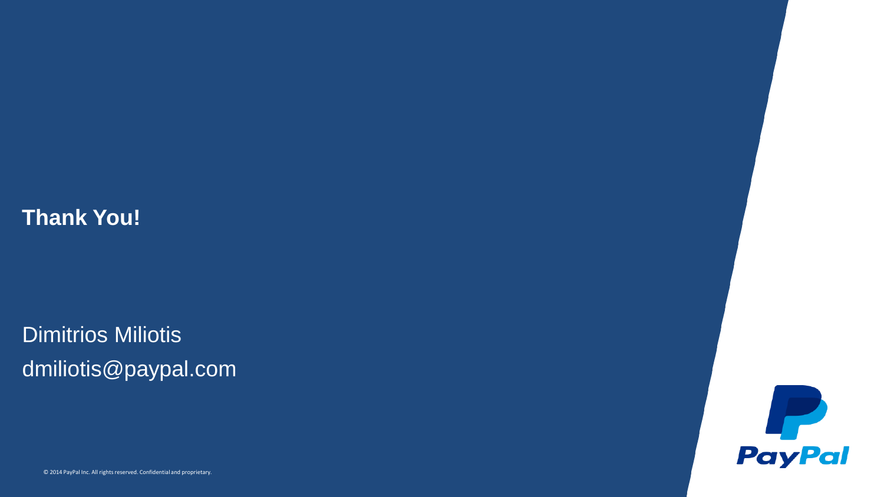**Thank You!**

Dimitrios Miliotis
dmiliotis@paypal.com

© 2014 PayPal Inc. All rights reserved. Confidential and proprietary.